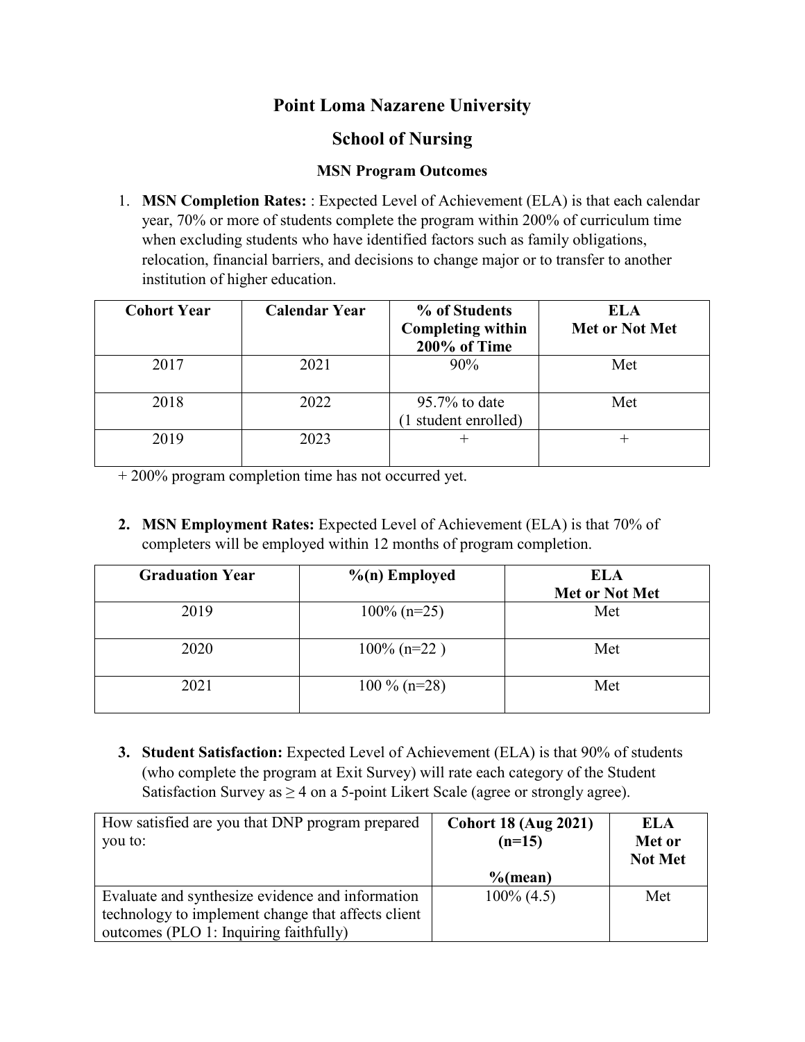# Point Loma Nazarene University

## School of Nursing

### MSN Program Outcomes

1. **MSN Completion Rates:** : Expected Level of Achievement (ELA) is that each calendar year, 70% or more of students complete the program within 200% of curriculum time when excluding students who have identified factors such as family obligations, relocation, financial barriers, and decisions to change major or to transfer to another institution of higher education.

| Cohort Year | Calendar Year | % of Students Completing within 200% of Time | ELA Met or Not Met |
|---|---|---|---|
| 2017 | 2021 | 90% | Met |
| 2018 | 2022 | 95.7% to date (1 student enrolled) | Met |
| 2019 | 2023 | + | + |

+ 200% program completion time has not occurred yet.

2. **MSN Employment Rates:** Expected Level of Achievement (ELA) is that 70% of completers will be employed within 12 months of program completion.

| Graduation Year | %(n) Employed | ELA Met or Not Met |
|---|---|---|
| 2019 | 100% (n=25) | Met |
| 2020 | 100% (n=22 ) | Met |
| 2021 | 100 % (n=28) | Met |

3. **Student Satisfaction:** Expected Level of Achievement (ELA) is that 90% of students (who complete the program at Exit Survey) will rate each category of the Student Satisfaction Survey as ≥ 4 on a 5-point Likert Scale (agree or strongly agree).

| How satisfied are you that DNP program prepared you to: | **Cohort 18 (Aug 2021) (n=15)** **%(mean)** | **ELA Met or Not Met** |
|---|---|---|
| Evaluate and synthesize evidence and information technology to implement change that affects client outcomes (PLO 1: Inquiring faithfully) | 100% (4.5) | Met |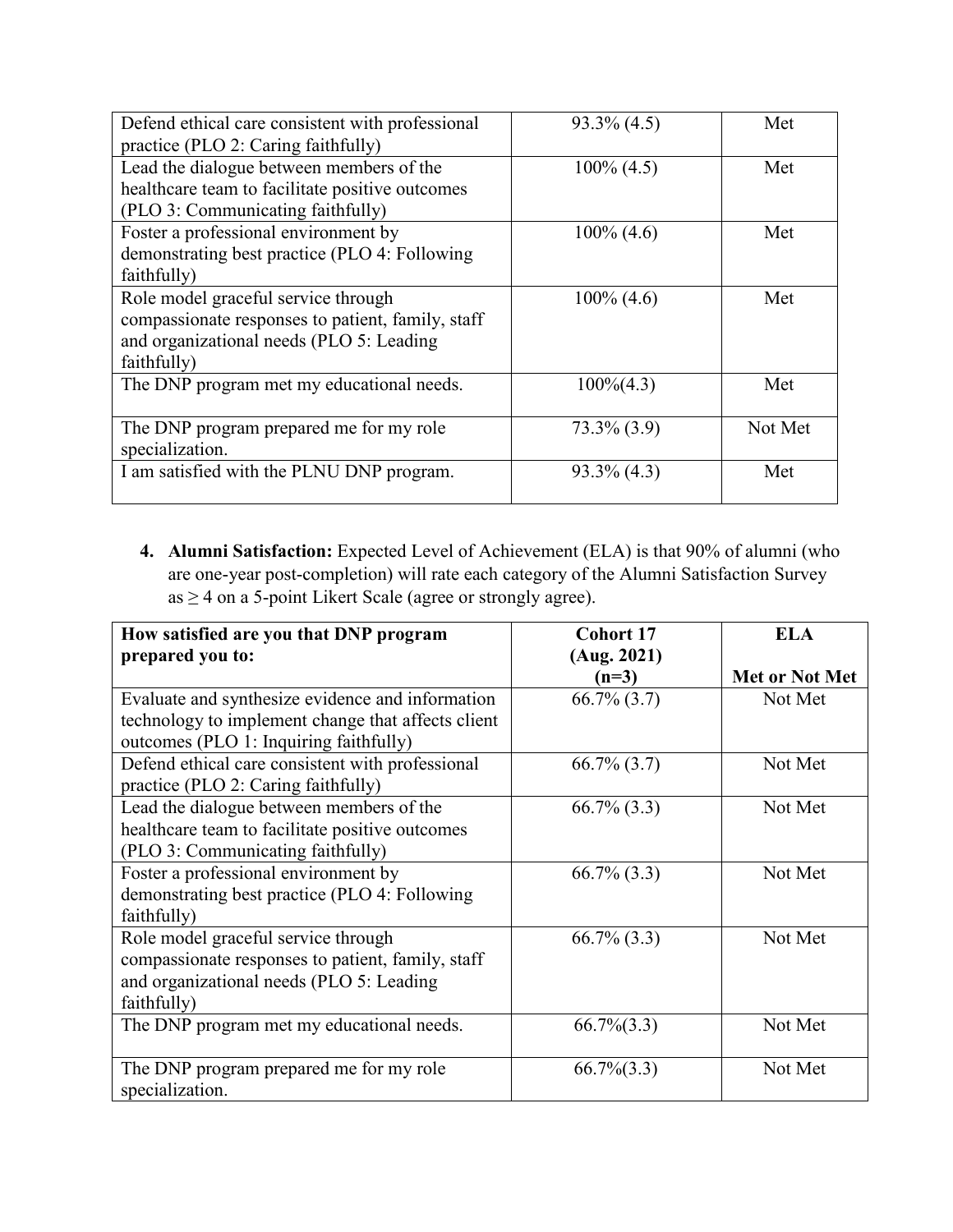| Defend ethical care consistent with professional practice (PLO 2: Caring faithfully) | 93.3% (4.5) | Met |
|---|---|---|
| Lead the dialogue between members of the healthcare team to facilitate positive outcomes (PLO 3: Communicating faithfully) | 100% (4.5) | Met |
| Foster a professional environment by demonstrating best practice (PLO 4: Following faithfully) | 100% (4.6) | Met |
| Role model graceful service through compassionate responses to patient, family, staff and organizational needs (PLO 5: Leading faithfully) | 100% (4.6) | Met |
| The DNP program met my educational needs. | 100%(4.3) | Met |
| The DNP program prepared me for my role specialization. | 73.3% (3.9) | Not Met |
| I am satisfied with the PLNU DNP program. | 93.3% (4.3) | Met |

4. **Alumni Satisfaction:** Expected Level of Achievement (ELA) is that 90% of alumni (who are one-year post-completion) will rate each category of the Alumni Satisfaction Survey as ≥ 4 on a 5-point Likert Scale (agree or strongly agree).

| How satisfied are you that DNP program prepared you to: | Cohort 17 (Aug. 2021) (n=3) | ELA Met or Not Met |
|---|---|---|
| Evaluate and synthesize evidence and information technology to implement change that affects client outcomes (PLO 1: Inquiring faithfully) | 66.7% (3.7) | Not Met |
| Defend ethical care consistent with professional practice (PLO 2: Caring faithfully) | 66.7% (3.7) | Not Met |
| Lead the dialogue between members of the healthcare team to facilitate positive outcomes (PLO 3: Communicating faithfully) | 66.7% (3.3) | Not Met |
| Foster a professional environment by demonstrating best practice (PLO 4: Following faithfully) | 66.7% (3.3) | Not Met |
| Role model graceful service through compassionate responses to patient, family, staff and organizational needs (PLO 5: Leading faithfully) | 66.7% (3.3) | Not Met |
| The DNP program met my educational needs. | 66.7%(3.3) | Not Met |
| The DNP program prepared me for my role specialization. | 66.7%(3.3) | Not Met |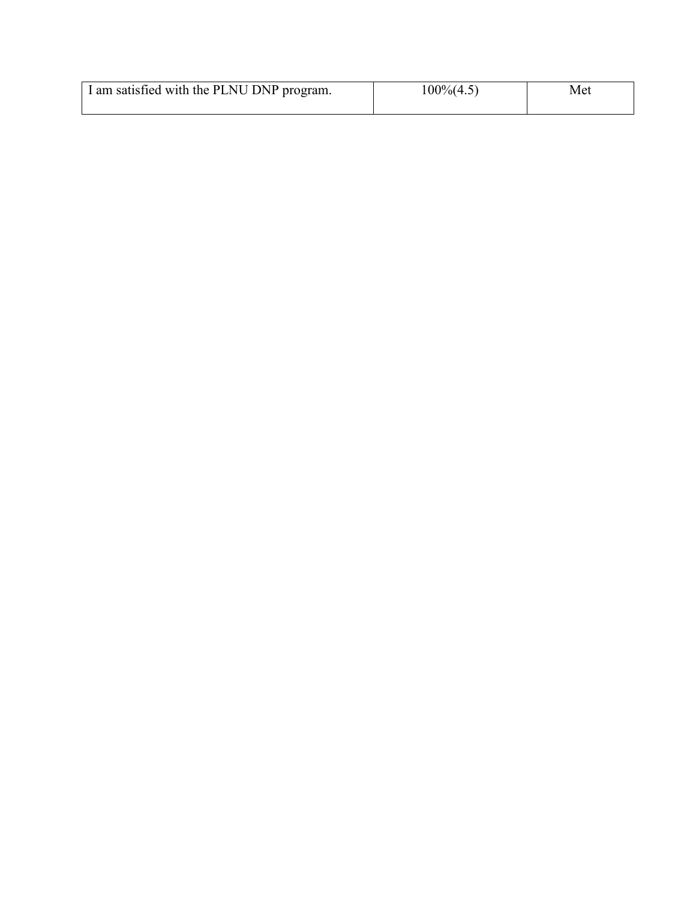| | | |
|---|---|---|
| I am satisfied with the PLNU DNP program. | 100%(4.5) | Met |